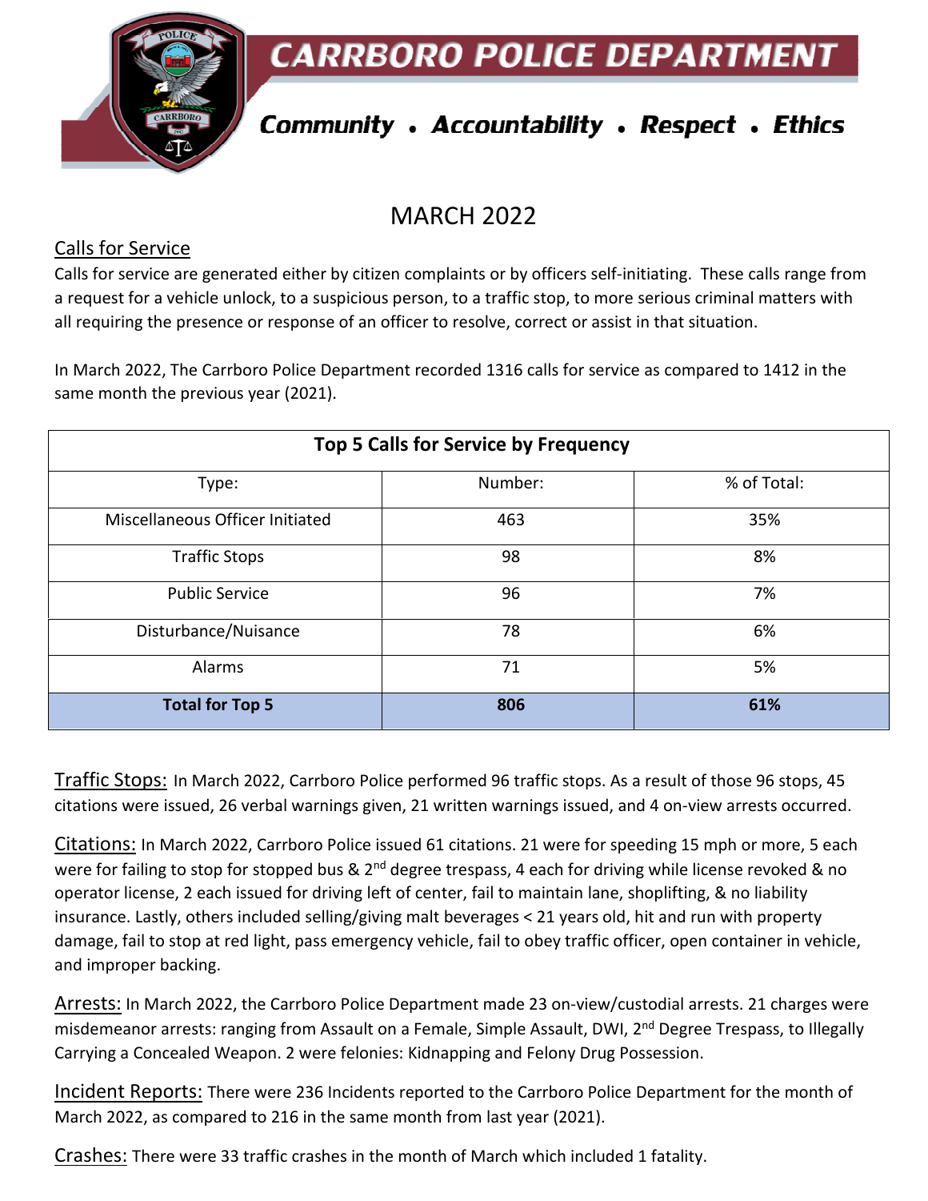# CARRBORO POLICE DEPARTMENT

***Community • Accountability • Respect • Ethics***

## MARCH 2022

### Calls for Service

Calls for service are generated either by citizen complaints or by officers self-initiating. These calls range from a request for a vehicle unlock, to a suspicious person, to a traffic stop, to more serious criminal matters with all requiring the presence or response of an officer to resolve, correct or assist in that situation.

In March 2022, The Carrboro Police Department recorded 1316 calls for service as compared to 1412 in the same month the previous year (2021).

| Top 5 Calls for Service by Frequency | | |
|---|---|---|
| Type: | Number: | % of Total: |
| Miscellaneous Officer Initiated | 463 | 35% |
| Traffic Stops | 98 | 8% |
| Public Service | 96 | 7% |
| Disturbance/Nuisance | 78 | 6% |
| Alarms | 71 | 5% |
| **Total for Top 5** | **806** | **61%** |

Traffic Stops: In March 2022, Carrboro Police performed 96 traffic stops. As a result of those 96 stops, 45 citations were issued, 26 verbal warnings given, 21 written warnings issued, and 4 on-view arrests occurred.

Citations: In March 2022, Carrboro Police issued 61 citations. 21 were for speeding 15 mph or more, 5 each were for failing to stop for stopped bus & 2nd degree trespass, 4 each for driving while license revoked & no operator license, 2 each issued for driving left of center, fail to maintain lane, shoplifting, & no liability insurance. Lastly, others included selling/giving malt beverages < 21 years old, hit and run with property damage, fail to stop at red light, pass emergency vehicle, fail to obey traffic officer, open container in vehicle, and improper backing.

Arrests: In March 2022, the Carrboro Police Department made 23 on-view/custodial arrests. 21 charges were misdemeanor arrests: ranging from Assault on a Female, Simple Assault, DWI, 2nd Degree Trespass, to Illegally Carrying a Concealed Weapon. 2 were felonies: Kidnapping and Felony Drug Possession.

Incident Reports: There were 236 Incidents reported to the Carrboro Police Department for the month of March 2022, as compared to 216 in the same month from last year (2021).

Crashes: There were 33 traffic crashes in the month of March which included 1 fatality.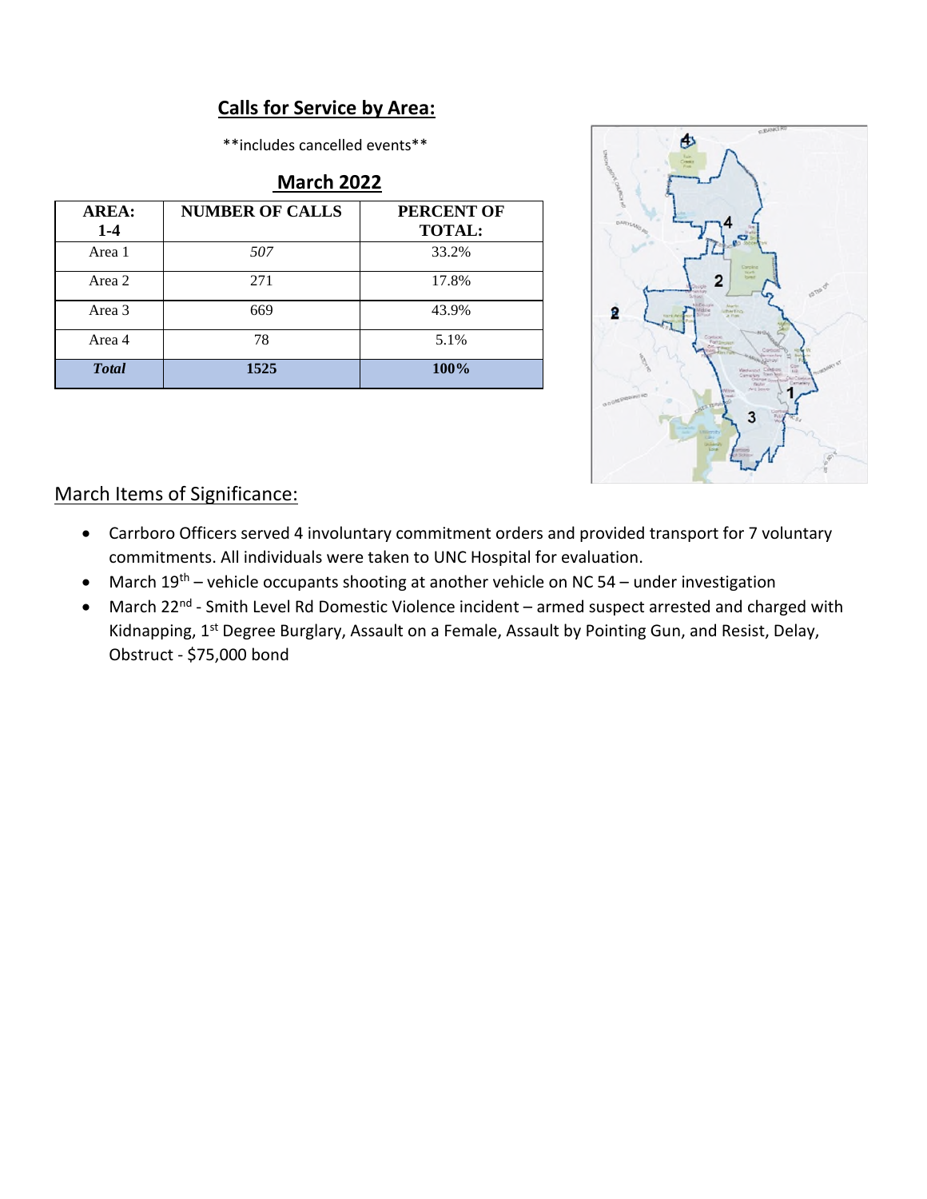## Calls for Service by Area:

**includes cancelled events**

### March 2022

| AREA: 1-4 | NUMBER OF CALLS | PERCENT OF TOTAL: |
|---|---|---|
| Area 1 | *507* | 33.2% |
| Area 2 | 271 | 17.8% |
| Area 3 | 669 | 43.9% |
| Area 4 | 78 | 5.1% |
| ***Total*** | **1525** | **100%** |

## March Items of Significance:

- Carrboro Officers served 4 involuntary commitment orders and provided transport for 7 voluntary commitments. All individuals were taken to UNC Hospital for evaluation.
- March 19th – vehicle occupants shooting at another vehicle on NC 54 – under investigation
- March 22nd - Smith Level Rd Domestic Violence incident – armed suspect arrested and charged with Kidnapping, 1st Degree Burglary, Assault on a Female, Assault by Pointing Gun, and Resist, Delay, Obstruct - $75,000 bond